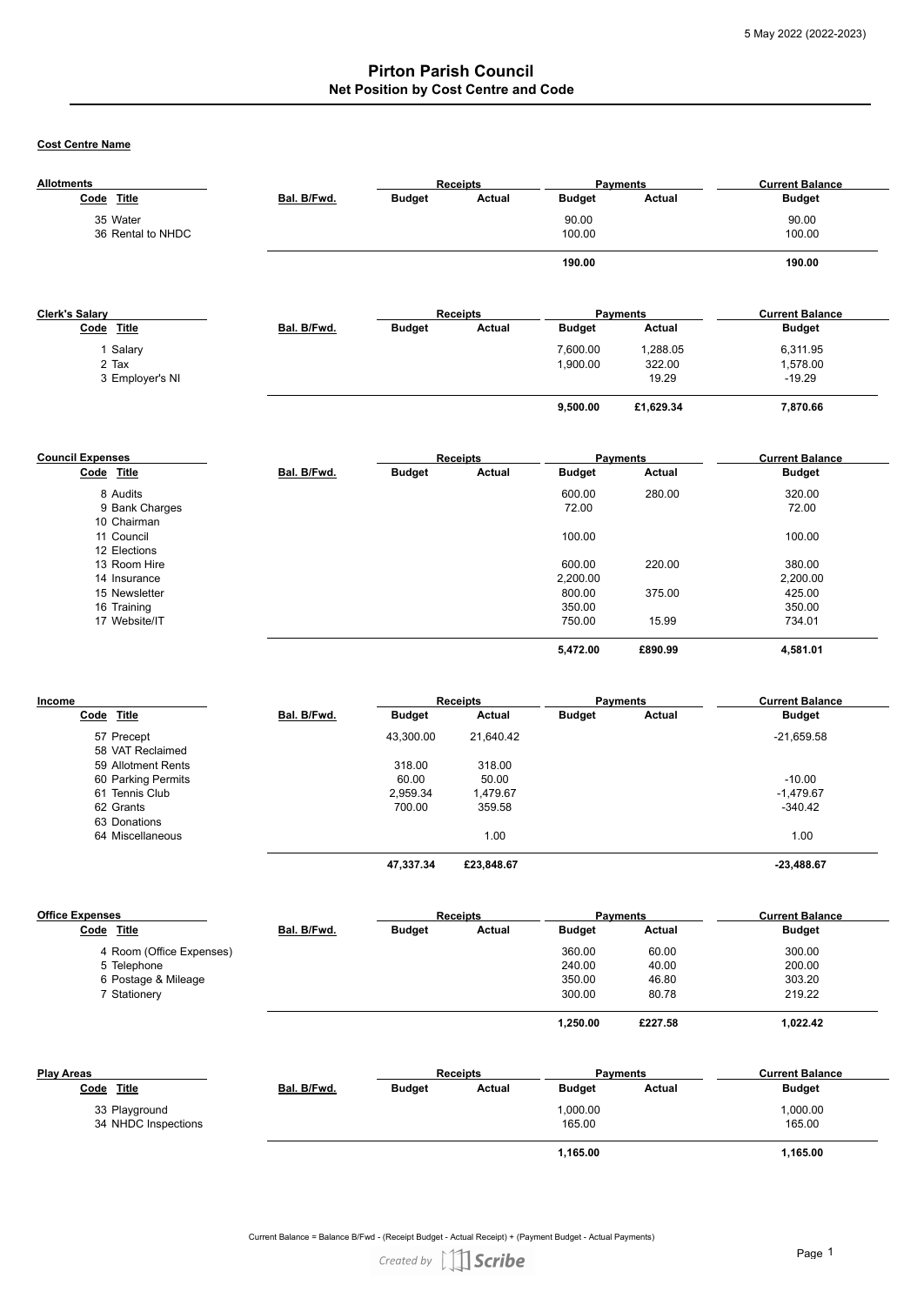5 May 2022 (2022-2023)

# Pirton Parish Council

## Net Position by Cost Centre and Code

**Cost Centre Name**

| **Allotments** | | Receipts | | Payments | | Current Balance |
|---|---|---|---|---|---|---|
| **Code Title** | **Bal. B/Fwd.** | **Budget** | **Actual** | **Budget** | **Actual** | **Budget** |
| 35 Water | | | | 90.00 | | 90.00 |
| 36 Rental to NHDC | | | | 100.00 | | 100.00 |
| | | | | **190.00** | | **190.00** |

| **Clerk's Salary** | | Receipts | | Payments | | Current Balance |
|---|---|---|---|---|---|---|
| **Code Title** | **Bal. B/Fwd.** | **Budget** | **Actual** | **Budget** | **Actual** | **Budget** |
| 1 Salary | | | | 7,600.00 | 1,288.05 | 6,311.95 |
| 2 Tax | | | | 1,900.00 | 322.00 | 1,578.00 |
| 3 Employer's NI | | | | | 19.29 | -19.29 |
| | | | | **9,500.00** | **£1,629.34** | **7,870.66** |

| **Council Expenses** | | Receipts | | Payments | | Current Balance |
|---|---|---|---|---|---|---|
| **Code Title** | **Bal. B/Fwd.** | **Budget** | **Actual** | **Budget** | **Actual** | **Budget** |
| 8 Audits | | | | 600.00 | 280.00 | 320.00 |
| 9 Bank Charges | | | | 72.00 | | 72.00 |
| 10 Chairman | | | | | | |
| 11 Council | | | | 100.00 | | 100.00 |
| 12 Elections | | | | | | |
| 13 Room Hire | | | | 600.00 | 220.00 | 380.00 |
| 14 Insurance | | | | 2,200.00 | | 2,200.00 |
| 15 Newsletter | | | | 800.00 | 375.00 | 425.00 |
| 16 Training | | | | 350.00 | | 350.00 |
| 17 Website/IT | | | | 750.00 | 15.99 | 734.01 |
| | | | | **5,472.00** | **£890.99** | **4,581.01** |

| **Income** | | Receipts | | Payments | | Current Balance |
|---|---|---|---|---|---|---|
| **Code Title** | **Bal. B/Fwd.** | **Budget** | **Actual** | **Budget** | **Actual** | **Budget** |
| 57 Precept | | 43,300.00 | 21,640.42 | | | -21,659.58 |
| 58 VAT Reclaimed | | | | | | |
| 59 Allotment Rents | | 318.00 | 318.00 | | | |
| 60 Parking Permits | | 60.00 | 50.00 | | | -10.00 |
| 61 Tennis Club | | 2,959.34 | 1,479.67 | | | -1,479.67 |
| 62 Grants | | 700.00 | 359.58 | | | -340.42 |
| 63 Donations | | | | | | |
| 64 Miscellaneous | | | 1.00 | | | 1.00 |
| | | **47,337.34** | **£23,848.67** | | | **-23,488.67** |

| **Office Expenses** | | Receipts | | Payments | | Current Balance |
|---|---|---|---|---|---|---|
| **Code Title** | **Bal. B/Fwd.** | **Budget** | **Actual** | **Budget** | **Actual** | **Budget** |
| 4 Room (Office Expenses) | | | | 360.00 | 60.00 | 300.00 |
| 5 Telephone | | | | 240.00 | 40.00 | 200.00 |
| 6 Postage & Mileage | | | | 350.00 | 46.80 | 303.20 |
| 7 Stationery | | | | 300.00 | 80.78 | 219.22 |
| | | | | **1,250.00** | **£227.58** | **1,022.42** |

| **Play Areas** | | Receipts | | Payments | | Current Balance |
|---|---|---|---|---|---|---|
| **Code Title** | **Bal. B/Fwd.** | **Budget** | **Actual** | **Budget** | **Actual** | **Budget** |
| 33 Playground | | | | 1,000.00 | | 1,000.00 |
| 34 NHDC Inspections | | | | 165.00 | | 165.00 |
| | | | | **1,165.00** | | **1,165.00** |

Current Balance = Balance B/Fwd - (Receipt Budget - Actual Receipt) + (Payment Budget - Actual Payments)

*Created by Scribe*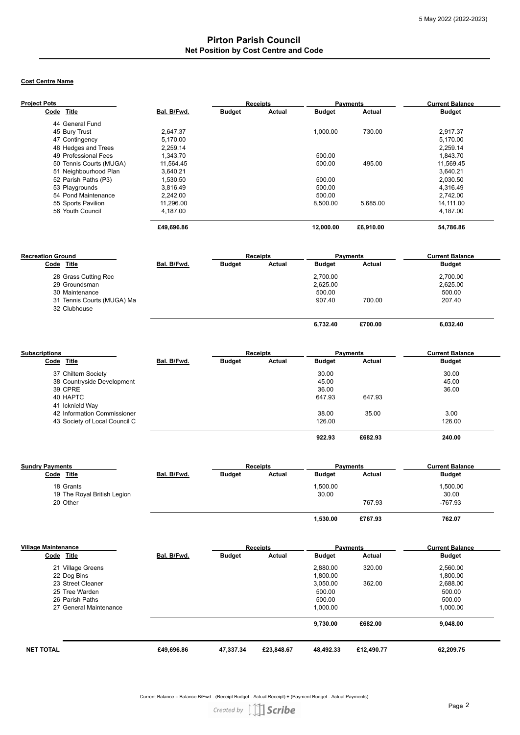5 May 2022 (2022-2023)

# Pirton Parish Council

## Net Position by Cost Centre and Code

**Cost Centre Name**

**Project Pots**

| Code Title | Bal. B/Fwd. | Receipts Budget | Receipts Actual | Payments Budget | Payments Actual | Current Balance Budget |
|---|---|---|---|---|---|---|
| 44 General Fund | | | | | | |
| 45 Bury Trust | 2,647.37 | | | 1,000.00 | 730.00 | 2,917.37 |
| 47 Contingency | 5,170.00 | | | | | 5,170.00 |
| 48 Hedges and Trees | 2,259.14 | | | | | 2,259.14 |
| 49 Professional Fees | 1,343.70 | | | 500.00 | | 1,843.70 |
| 50 Tennis Courts (MUGA) | 11,564.45 | | | 500.00 | 495.00 | 11,569.45 |
| 51 Neighbourhood Plan | 3,640.21 | | | | | 3,640.21 |
| 52 Parish Paths (P3) | 1,530.50 | | | 500.00 | | 2,030.50 |
| 53 Playgrounds | 3,816.49 | | | 500.00 | | 4,316.49 |
| 54 Pond Maintenance | 2,242.00 | | | 500.00 | | 2,742.00 |
| 55 Sports Pavilion | 11,296.00 | | | 8,500.00 | 5,685.00 | 14,111.00 |
| 56 Youth Council | 4,187.00 | | | | | 4,187.00 |
| | **£49,696.86** | | | **12,000.00** | **£6,910.00** | **54,786.86** |

**Recreation Ground**

| Code Title | Bal. B/Fwd. | Receipts Budget | Receipts Actual | Payments Budget | Payments Actual | Current Balance Budget |
|---|---|---|---|---|---|---|
| 28 Grass Cutting Rec | | | | 2,700.00 | | 2,700.00 |
| 29 Groundsman | | | | 2,625.00 | | 2,625.00 |
| 30 Maintenance | | | | 500.00 | | 500.00 |
| 31 Tennis Courts (MUGA) Ma | | | | 907.40 | 700.00 | 207.40 |
| 32 Clubhouse | | | | | | |
| | | | | **6,732.40** | **£700.00** | **6,032.40** |

**Subscriptions**

| Code Title | Bal. B/Fwd. | Receipts Budget | Receipts Actual | Payments Budget | Payments Actual | Current Balance Budget |
|---|---|---|---|---|---|---|
| 37 Chiltern Society | | | | 30.00 | | 30.00 |
| 38 Countryside Development | | | | 45.00 | | 45.00 |
| 39 CPRE | | | | 36.00 | | 36.00 |
| 40 HAPTC | | | | 647.93 | 647.93 | |
| 41 Icknield Way | | | | | | |
| 42 Information Commissioner | | | | 38.00 | 35.00 | 3.00 |
| 43 Society of Local Council C | | | | 126.00 | | 126.00 |
| | | | | **922.93** | **£682.93** | **240.00** |

**Sundry Payments**

| Code Title | Bal. B/Fwd. | Receipts Budget | Receipts Actual | Payments Budget | Payments Actual | Current Balance Budget |
|---|---|---|---|---|---|---|
| 18 Grants | | | | 1,500.00 | | 1,500.00 |
| 19 The Royal British Legion | | | | 30.00 | | 30.00 |
| 20 Other | | | | | 767.93 | -767.93 |
| | | | | **1,530.00** | **£767.93** | **762.07** |

**Village Maintenance**

| Code Title | Bal. B/Fwd. | Receipts Budget | Receipts Actual | Payments Budget | Payments Actual | Current Balance Budget |
|---|---|---|---|---|---|---|
| 21 Village Greens | | | | 2,880.00 | 320.00 | 2,560.00 |
| 22 Dog Bins | | | | 1,800.00 | | 1,800.00 |
| 23 Street Cleaner | | | | 3,050.00 | 362.00 | 2,688.00 |
| 25 Tree Warden | | | | 500.00 | | 500.00 |
| 26 Parish Paths | | | | 500.00 | | 500.00 |
| 27 General Maintenance | | | | 1,000.00 | | 1,000.00 |
| | | | | **9,730.00** | **£682.00** | **9,048.00** |

| | Bal. B/Fwd. | Receipts Budget | Receipts Actual | Payments Budget | Payments Actual | Current Balance Budget |
|---|---|---|---|---|---|---|
| **NET TOTAL** | **£49,696.86** | **47,337.34** | **£23,848.67** | **48,492.33** | **£12,490.77** | **62,209.75** |

Current Balance = Balance B/Fwd - (Receipt Budget - Actual Receipt) + (Payment Budget - Actual Payments)

Created by Scribe